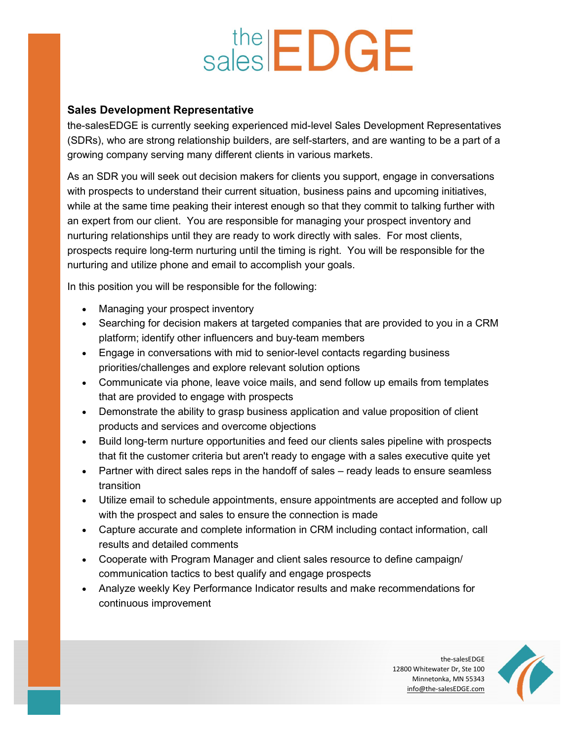# the sales EDGE

## Sales Development Representative

the-salesEDGE is currently seeking experienced mid-level Sales Development Representatives (SDRs), who are strong relationship builders, are self-starters, and are wanting to be a part of a growing company serving many different clients in various markets.

As an SDR you will seek out decision makers for clients you support, engage in conversations with prospects to understand their current situation, business pains and upcoming initiatives, while at the same time peaking their interest enough so that they commit to talking further with an expert from our client. You are responsible for managing your prospect inventory and nurturing relationships until they are ready to work directly with sales. For most clients, prospects require long-term nurturing until the timing is right. You will be responsible for the nurturing and utilize phone and email to accomplish your goals.

In this position you will be responsible for the following:

- Managing your prospect inventory
- Searching for decision makers at targeted companies that are provided to you in a CRM platform; identify other influencers and buy-team members
- Engage in conversations with mid to senior-level contacts regarding business priorities/challenges and explore relevant solution options
- Communicate via phone, leave voice mails, and send follow up emails from templates that are provided to engage with prospects
- Demonstrate the ability to grasp business application and value proposition of client products and services and overcome objections
- Build long-term nurture opportunities and feed our clients sales pipeline with prospects that fit the customer criteria but aren't ready to engage with a sales executive quite yet
- Partner with direct sales reps in the handoff of sales – ready leads to ensure seamless transition
- Utilize email to schedule appointments, ensure appointments are accepted and follow up with the prospect and sales to ensure the connection is made
- Capture accurate and complete information in CRM including contact information, call results and detailed comments
- Cooperate with Program Manager and client sales resource to define campaign/ communication tactics to best qualify and engage prospects
- Analyze weekly Key Performance Indicator results and make recommendations for continuous improvement

the-salesEDGE
12800 Whitewater Dr, Ste 100
Minnetonka, MN 55343
info@the-salesEDGE.com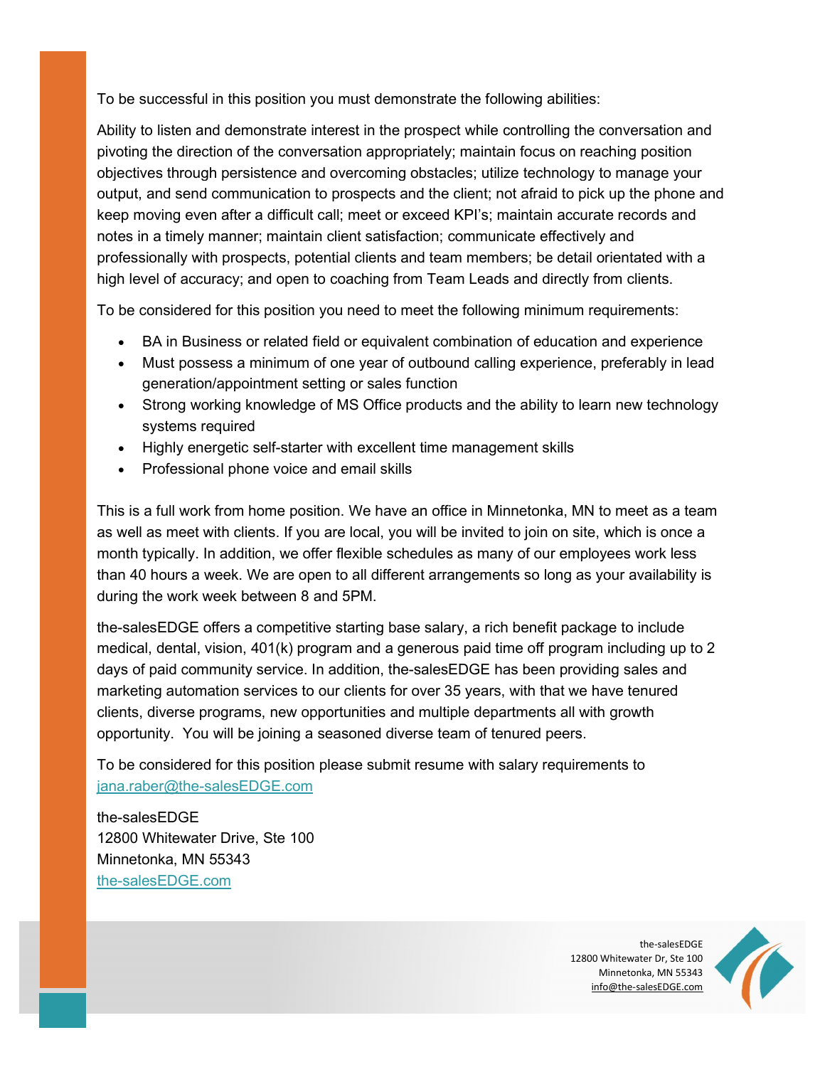To be successful in this position you must demonstrate the following abilities:

Ability to listen and demonstrate interest in the prospect while controlling the conversation and pivoting the direction of the conversation appropriately; maintain focus on reaching position objectives through persistence and overcoming obstacles; utilize technology to manage your output, and send communication to prospects and the client; not afraid to pick up the phone and keep moving even after a difficult call; meet or exceed KPI's; maintain accurate records and notes in a timely manner; maintain client satisfaction; communicate effectively and professionally with prospects, potential clients and team members; be detail orientated with a high level of accuracy; and open to coaching from Team Leads and directly from clients.

To be considered for this position you need to meet the following minimum requirements:

- BA in Business or related field or equivalent combination of education and experience
- Must possess a minimum of one year of outbound calling experience, preferably in lead generation/appointment setting or sales function
- Strong working knowledge of MS Office products and the ability to learn new technology systems required
- Highly energetic self-starter with excellent time management skills
- Professional phone voice and email skills

This is a full work from home position. We have an office in Minnetonka, MN to meet as a team as well as meet with clients. If you are local, you will be invited to join on site, which is once a month typically. In addition, we offer flexible schedules as many of our employees work less than 40 hours a week. We are open to all different arrangements so long as your availability is during the work week between 8 and 5PM.

the-salesEDGE offers a competitive starting base salary, a rich benefit package to include medical, dental, vision, 401(k) program and a generous paid time off program including up to 2 days of paid community service. In addition, the-salesEDGE has been providing sales and marketing automation services to our clients for over 35 years, with that we have tenured clients, diverse programs, new opportunities and multiple departments all with growth opportunity. You will be joining a seasoned diverse team of tenured peers.

To be considered for this position please submit resume with salary requirements to [jana.raber@the-salesEDGE.com](mailto:jana.raber@the-salesEDGE.com)

the-salesEDGE
12800 Whitewater Drive, Ste 100
Minnetonka, MN 55343
[the-salesEDGE.com](http://the-salesEDGE.com)

the-salesEDGE
12800 Whitewater Dr, Ste 100
Minnetonka, MN 55343
info@the-salesEDGE.com